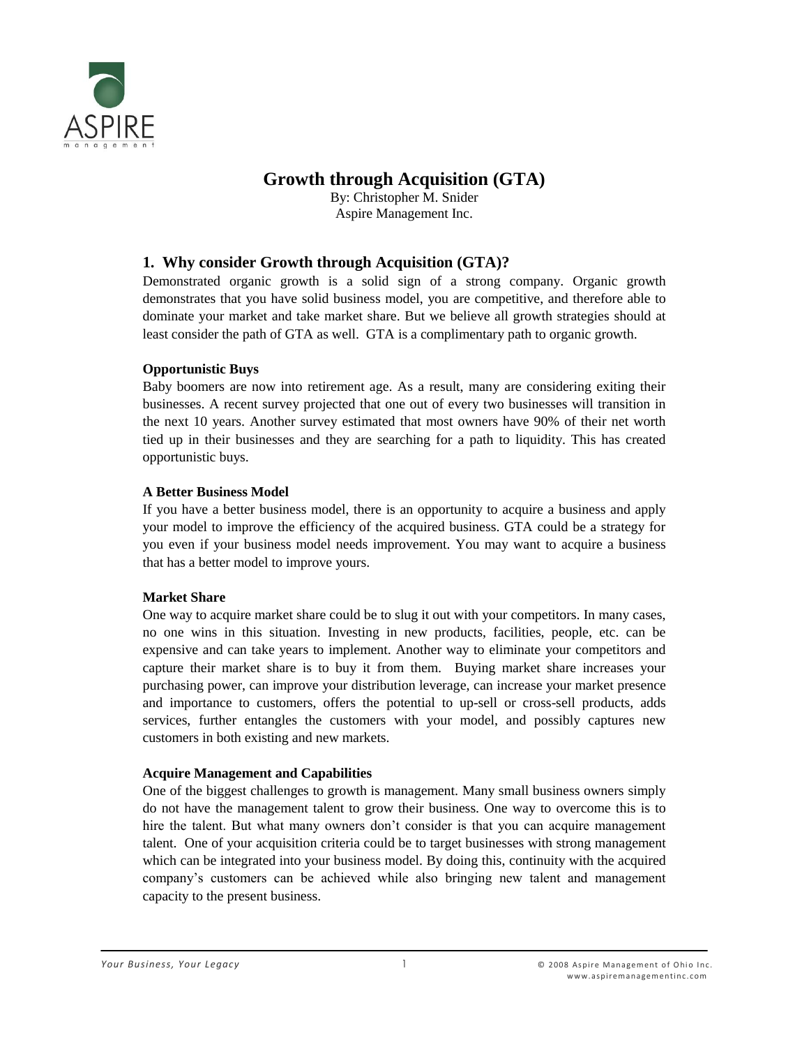ASPIRE
management

# Growth through Acquisition (GTA)

By: Christopher M. Snider
Aspire Management Inc.

## 1. Why consider Growth through Acquisition (GTA)?

Demonstrated organic growth is a solid sign of a strong company. Organic growth demonstrates that you have solid business model, you are competitive, and therefore able to dominate your market and take market share. But we believe all growth strategies should at least consider the path of GTA as well. GTA is a complimentary path to organic growth.

**Opportunistic Buys**

Baby boomers are now into retirement age. As a result, many are considering exiting their businesses. A recent survey projected that one out of every two businesses will transition in the next 10 years. Another survey estimated that most owners have 90% of their net worth tied up in their businesses and they are searching for a path to liquidity. This has created opportunistic buys.

**A Better Business Model**

If you have a better business model, there is an opportunity to acquire a business and apply your model to improve the efficiency of the acquired business. GTA could be a strategy for you even if your business model needs improvement. You may want to acquire a business that has a better model to improve yours.

**Market Share**

One way to acquire market share could be to slug it out with your competitors. In many cases, no one wins in this situation. Investing in new products, facilities, people, etc. can be expensive and can take years to implement. Another way to eliminate your competitors and capture their market share is to buy it from them. Buying market share increases your purchasing power, can improve your distribution leverage, can increase your market presence and importance to customers, offers the potential to up-sell or cross-sell products, adds services, further entangles the customers with your model, and possibly captures new customers in both existing and new markets.

**Acquire Management and Capabilities**

One of the biggest challenges to growth is management. Many small business owners simply do not have the management talent to grow their business. One way to overcome this is to hire the talent. But what many owners don't consider is that you can acquire management talent. One of your acquisition criteria could be to target businesses with strong management which can be integrated into your business model. By doing this, continuity with the acquired company's customers can be achieved while also bringing new talent and management capacity to the present business.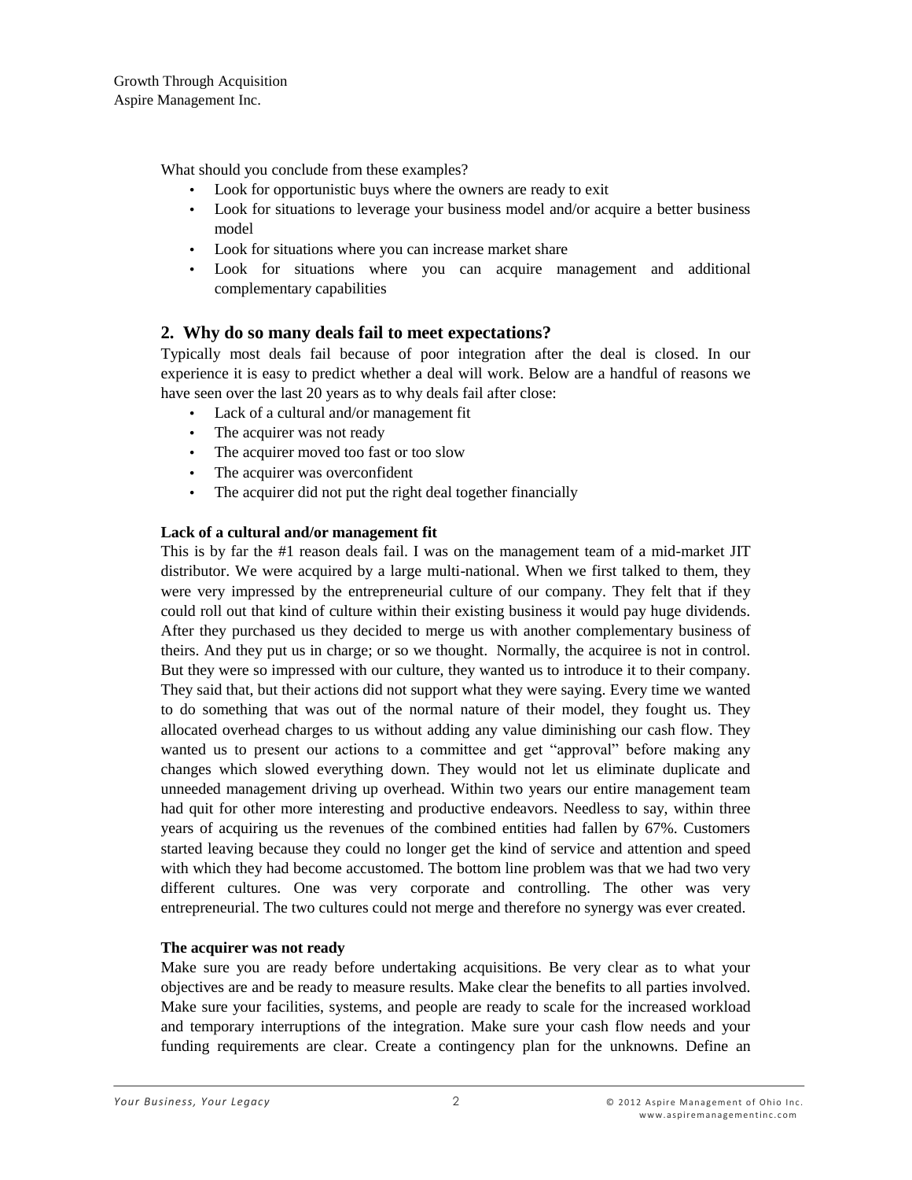What should you conclude from these examples?

- Look for opportunistic buys where the owners are ready to exit
- Look for situations to leverage your business model and/or acquire a better business model
- Look for situations where you can increase market share
- Look for situations where you can acquire management and additional complementary capabilities

## 2. Why do so many deals fail to meet expectations?

Typically most deals fail because of poor integration after the deal is closed. In our experience it is easy to predict whether a deal will work. Below are a handful of reasons we have seen over the last 20 years as to why deals fail after close:

- Lack of a cultural and/or management fit
- The acquirer was not ready
- The acquirer moved too fast or too slow
- The acquirer was overconfident
- The acquirer did not put the right deal together financially

**Lack of a cultural and/or management fit**

This is by far the #1 reason deals fail. I was on the management team of a mid-market JIT distributor. We were acquired by a large multi-national. When we first talked to them, they were very impressed by the entrepreneurial culture of our company. They felt that if they could roll out that kind of culture within their existing business it would pay huge dividends. After they purchased us they decided to merge us with another complementary business of theirs. And they put us in charge; or so we thought. Normally, the acquiree is not in control. But they were so impressed with our culture, they wanted us to introduce it to their company. They said that, but their actions did not support what they were saying. Every time we wanted to do something that was out of the normal nature of their model, they fought us. They allocated overhead charges to us without adding any value diminishing our cash flow. They wanted us to present our actions to a committee and get "approval" before making any changes which slowed everything down. They would not let us eliminate duplicate and unneeded management driving up overhead. Within two years our entire management team had quit for other more interesting and productive endeavors. Needless to say, within three years of acquiring us the revenues of the combined entities had fallen by 67%. Customers started leaving because they could no longer get the kind of service and attention and speed with which they had become accustomed. The bottom line problem was that we had two very different cultures. One was very corporate and controlling. The other was very entrepreneurial. The two cultures could not merge and therefore no synergy was ever created.

**The acquirer was not ready**

Make sure you are ready before undertaking acquisitions. Be very clear as to what your objectives are and be ready to measure results. Make clear the benefits to all parties involved. Make sure your facilities, systems, and people are ready to scale for the increased workload and temporary interruptions of the integration. Make sure your cash flow needs and your funding requirements are clear. Create a contingency plan for the unknowns. Define an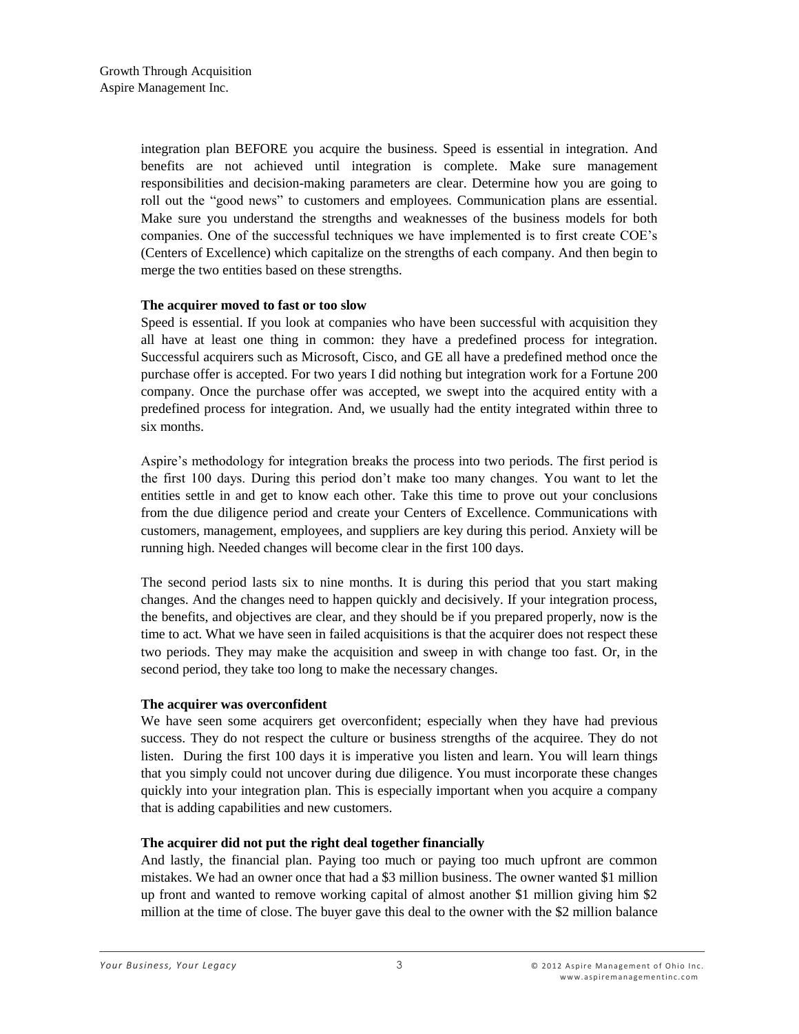integration plan BEFORE you acquire the business. Speed is essential in integration. And benefits are not achieved until integration is complete. Make sure management responsibilities and decision-making parameters are clear. Determine how you are going to roll out the "good news" to customers and employees. Communication plans are essential. Make sure you understand the strengths and weaknesses of the business models for both companies. One of the successful techniques we have implemented is to first create COE's (Centers of Excellence) which capitalize on the strengths of each company. And then begin to merge the two entities based on these strengths.

**The acquirer moved to fast or too slow**

Speed is essential. If you look at companies who have been successful with acquisition they all have at least one thing in common: they have a predefined process for integration. Successful acquirers such as Microsoft, Cisco, and GE all have a predefined method once the purchase offer is accepted. For two years I did nothing but integration work for a Fortune 200 company. Once the purchase offer was accepted, we swept into the acquired entity with a predefined process for integration. And, we usually had the entity integrated within three to six months.

Aspire's methodology for integration breaks the process into two periods. The first period is the first 100 days. During this period don't make too many changes. You want to let the entities settle in and get to know each other. Take this time to prove out your conclusions from the due diligence period and create your Centers of Excellence. Communications with customers, management, employees, and suppliers are key during this period. Anxiety will be running high. Needed changes will become clear in the first 100 days.

The second period lasts six to nine months. It is during this period that you start making changes. And the changes need to happen quickly and decisively. If your integration process, the benefits, and objectives are clear, and they should be if you prepared properly, now is the time to act. What we have seen in failed acquisitions is that the acquirer does not respect these two periods. They may make the acquisition and sweep in with change too fast. Or, in the second period, they take too long to make the necessary changes.

**The acquirer was overconfident**

We have seen some acquirers get overconfident; especially when they have had previous success. They do not respect the culture or business strengths of the acquiree. They do not listen. During the first 100 days it is imperative you listen and learn. You will learn things that you simply could not uncover during due diligence. You must incorporate these changes quickly into your integration plan. This is especially important when you acquire a company that is adding capabilities and new customers.

**The acquirer did not put the right deal together financially**

And lastly, the financial plan. Paying too much or paying too much upfront are common mistakes. We had an owner once that had a $3 million business. The owner wanted $1 million up front and wanted to remove working capital of almost another $1 million giving him $2 million at the time of close. The buyer gave this deal to the owner with the $2 million balance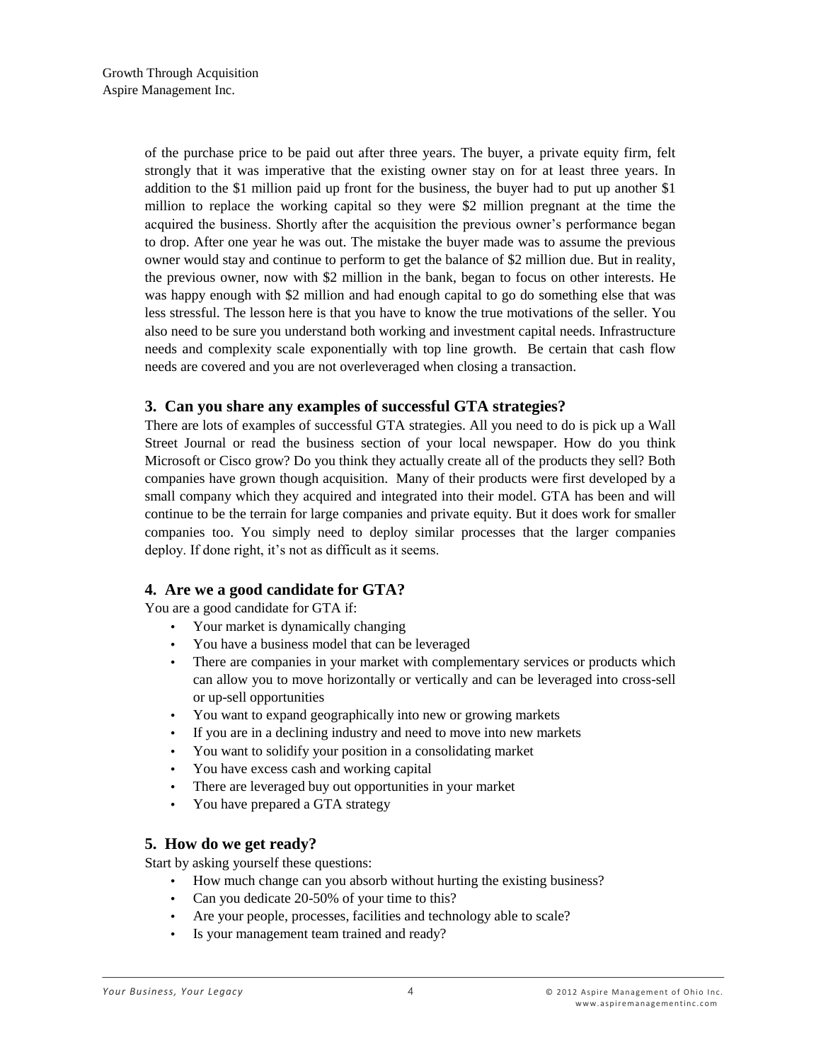of the purchase price to be paid out after three years. The buyer, a private equity firm, felt strongly that it was imperative that the existing owner stay on for at least three years. In addition to the $1 million paid up front for the business, the buyer had to put up another $1 million to replace the working capital so they were $2 million pregnant at the time the acquired the business. Shortly after the acquisition the previous owner's performance began to drop. After one year he was out. The mistake the buyer made was to assume the previous owner would stay and continue to perform to get the balance of $2 million due. But in reality, the previous owner, now with $2 million in the bank, began to focus on other interests. He was happy enough with $2 million and had enough capital to go do something else that was less stressful. The lesson here is that you have to know the true motivations of the seller. You also need to be sure you understand both working and investment capital needs. Infrastructure needs and complexity scale exponentially with top line growth. Be certain that cash flow needs are covered and you are not overleveraged when closing a transaction.

### 3. Can you share any examples of successful GTA strategies?

There are lots of examples of successful GTA strategies. All you need to do is pick up a Wall Street Journal or read the business section of your local newspaper. How do you think Microsoft or Cisco grow? Do you think they actually create all of the products they sell? Both companies have grown though acquisition. Many of their products were first developed by a small company which they acquired and integrated into their model. GTA has been and will continue to be the terrain for large companies and private equity. But it does work for smaller companies too. You simply need to deploy similar processes that the larger companies deploy. If done right, it's not as difficult as it seems.

### 4. Are we a good candidate for GTA?

You are a good candidate for GTA if:

- Your market is dynamically changing
- You have a business model that can be leveraged
- There are companies in your market with complementary services or products which can allow you to move horizontally or vertically and can be leveraged into cross-sell or up-sell opportunities
- You want to expand geographically into new or growing markets
- If you are in a declining industry and need to move into new markets
- You want to solidify your position in a consolidating market
- You have excess cash and working capital
- There are leveraged buy out opportunities in your market
- You have prepared a GTA strategy

### 5. How do we get ready?

Start by asking yourself these questions:

- How much change can you absorb without hurting the existing business?
- Can you dedicate 20-50% of your time to this?
- Are your people, processes, facilities and technology able to scale?
- Is your management team trained and ready?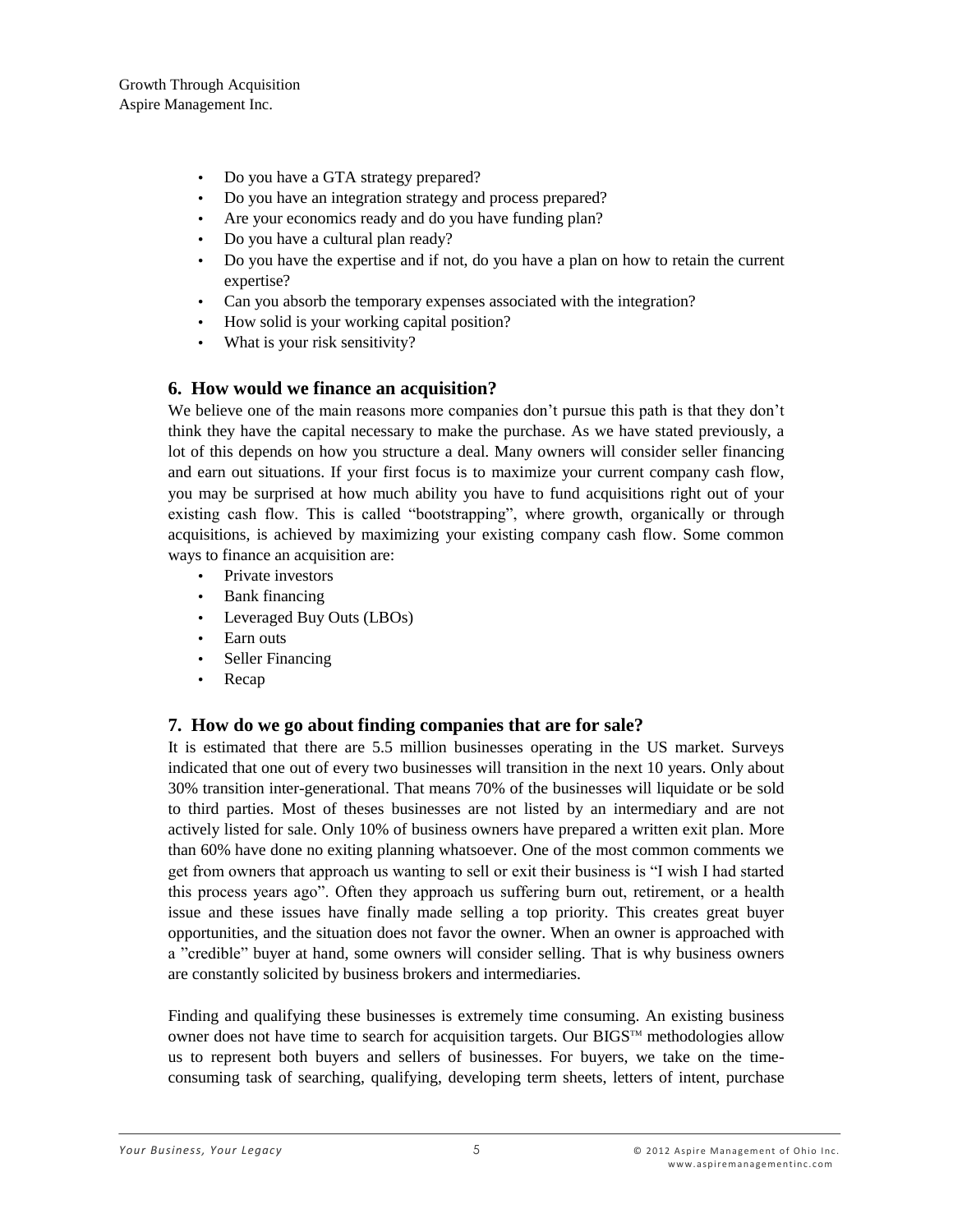- Do you have a GTA strategy prepared?
- Do you have an integration strategy and process prepared?
- Are your economics ready and do you have funding plan?
- Do you have a cultural plan ready?
- Do you have the expertise and if not, do you have a plan on how to retain the current expertise?
- Can you absorb the temporary expenses associated with the integration?
- How solid is your working capital position?
- What is your risk sensitivity?

## 6. How would we finance an acquisition?

We believe one of the main reasons more companies don't pursue this path is that they don't think they have the capital necessary to make the purchase. As we have stated previously, a lot of this depends on how you structure a deal. Many owners will consider seller financing and earn out situations. If your first focus is to maximize your current company cash flow, you may be surprised at how much ability you have to fund acquisitions right out of your existing cash flow. This is called "bootstrapping", where growth, organically or through acquisitions, is achieved by maximizing your existing company cash flow. Some common ways to finance an acquisition are:

- Private investors
- Bank financing
- Leveraged Buy Outs (LBOs)
- Earn outs
- Seller Financing
- Recap

## 7. How do we go about finding companies that are for sale?

It is estimated that there are 5.5 million businesses operating in the US market. Surveys indicated that one out of every two businesses will transition in the next 10 years. Only about 30% transition inter-generational. That means 70% of the businesses will liquidate or be sold to third parties. Most of theses businesses are not listed by an intermediary and are not actively listed for sale. Only 10% of business owners have prepared a written exit plan. More than 60% have done no exiting planning whatsoever. One of the most common comments we get from owners that approach us wanting to sell or exit their business is "I wish I had started this process years ago". Often they approach us suffering burn out, retirement, or a health issue and these issues have finally made selling a top priority. This creates great buyer opportunities, and the situation does not favor the owner. When an owner is approached with a "credible" buyer at hand, some owners will consider selling. That is why business owners are constantly solicited by business brokers and intermediaries.

Finding and qualifying these businesses is extremely time consuming. An existing business owner does not have time to search for acquisition targets. Our BIGS™ methodologies allow us to represent both buyers and sellers of businesses. For buyers, we take on the time-consuming task of searching, qualifying, developing term sheets, letters of intent, purchase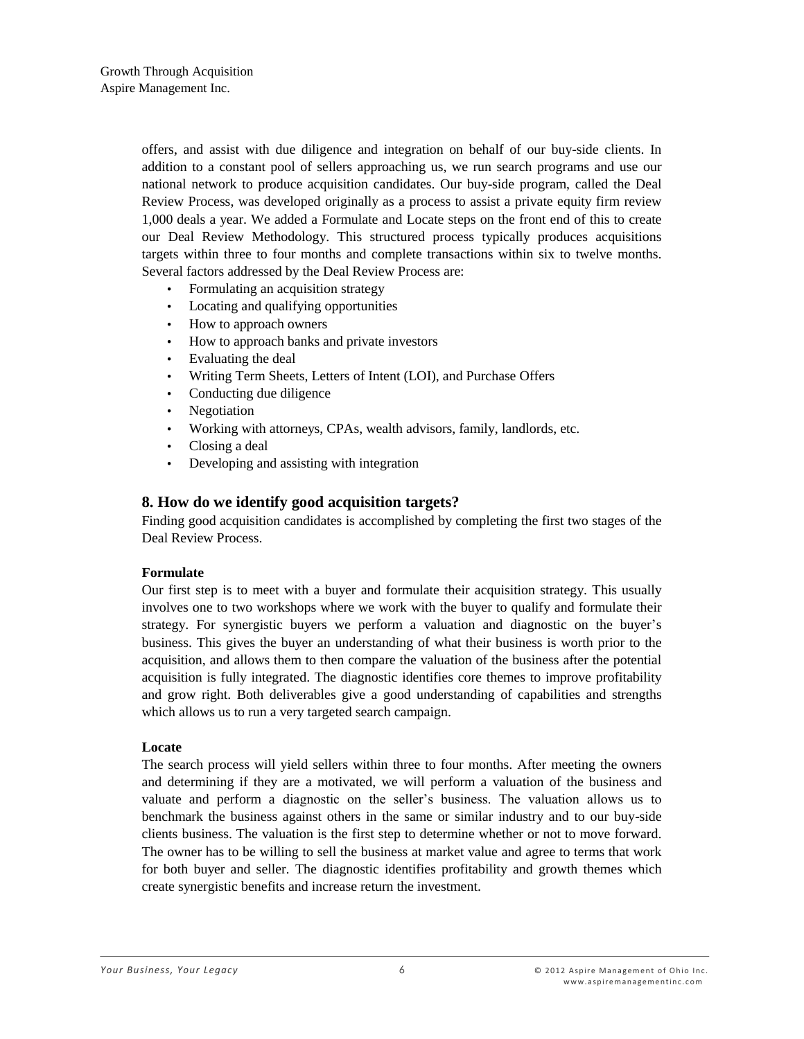offers, and assist with due diligence and integration on behalf of our buy-side clients. In addition to a constant pool of sellers approaching us, we run search programs and use our national network to produce acquisition candidates. Our buy-side program, called the Deal Review Process, was developed originally as a process to assist a private equity firm review 1,000 deals a year. We added a Formulate and Locate steps on the front end of this to create our Deal Review Methodology. This structured process typically produces acquisitions targets within three to four months and complete transactions within six to twelve months. Several factors addressed by the Deal Review Process are:

- Formulating an acquisition strategy
- Locating and qualifying opportunities
- How to approach owners
- How to approach banks and private investors
- Evaluating the deal
- Writing Term Sheets, Letters of Intent (LOI), and Purchase Offers
- Conducting due diligence
- Negotiation
- Working with attorneys, CPAs, wealth advisors, family, landlords, etc.
- Closing a deal
- Developing and assisting with integration

## 8. How do we identify good acquisition targets?

Finding good acquisition candidates is accomplished by completing the first two stages of the Deal Review Process.

**Formulate**

Our first step is to meet with a buyer and formulate their acquisition strategy. This usually involves one to two workshops where we work with the buyer to qualify and formulate their strategy. For synergistic buyers we perform a valuation and diagnostic on the buyer's business. This gives the buyer an understanding of what their business is worth prior to the acquisition, and allows them to then compare the valuation of the business after the potential acquisition is fully integrated. The diagnostic identifies core themes to improve profitability and grow right. Both deliverables give a good understanding of capabilities and strengths which allows us to run a very targeted search campaign.

**Locate**

The search process will yield sellers within three to four months. After meeting the owners and determining if they are a motivated, we will perform a valuation of the business and valuate and perform a diagnostic on the seller's business. The valuation allows us to benchmark the business against others in the same or similar industry and to our buy-side clients business. The valuation is the first step to determine whether or not to move forward. The owner has to be willing to sell the business at market value and agree to terms that work for both buyer and seller. The diagnostic identifies profitability and growth themes which create synergistic benefits and increase return the investment.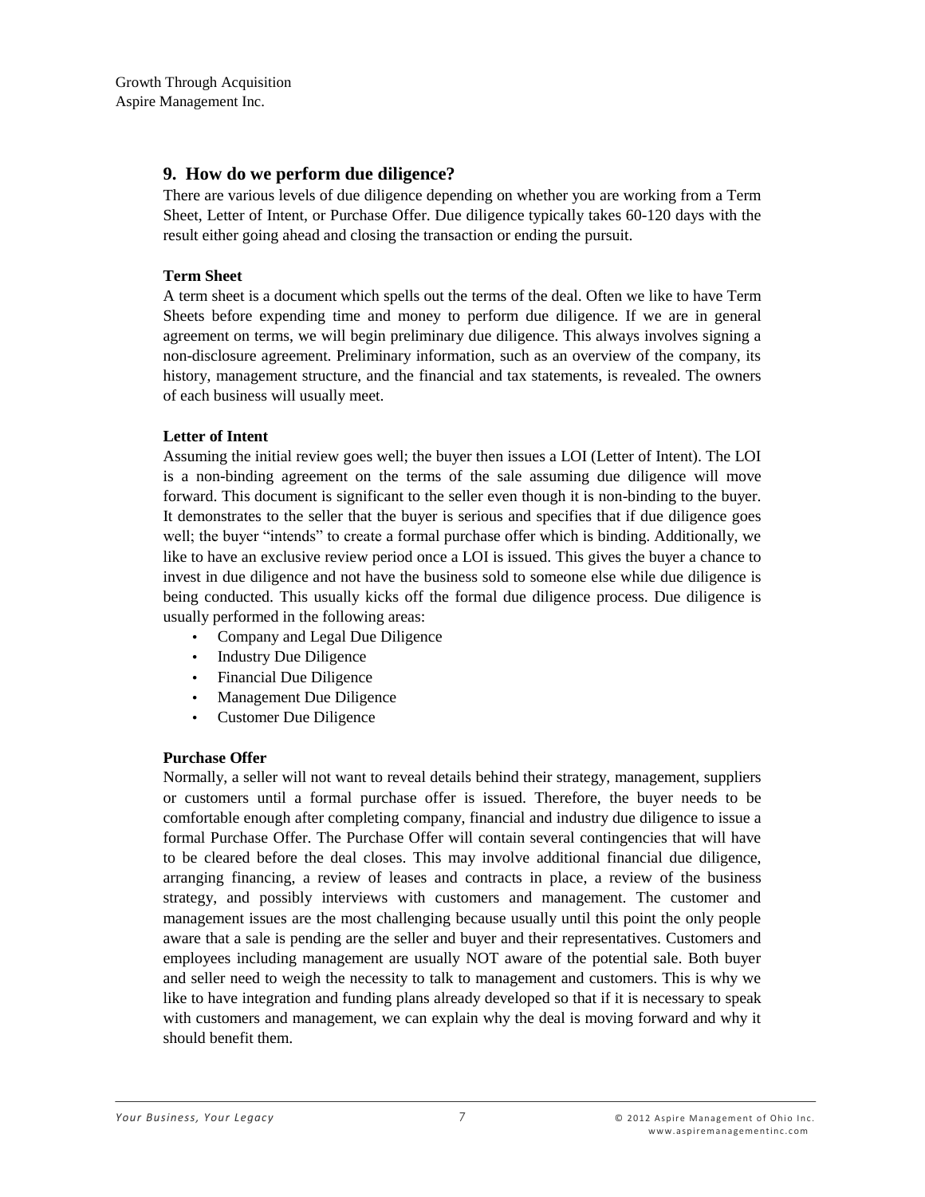## 9. How do we perform due diligence?

There are various levels of due diligence depending on whether you are working from a Term Sheet, Letter of Intent, or Purchase Offer. Due diligence typically takes 60-120 days with the result either going ahead and closing the transaction or ending the pursuit.

**Term Sheet**

A term sheet is a document which spells out the terms of the deal. Often we like to have Term Sheets before expending time and money to perform due diligence. If we are in general agreement on terms, we will begin preliminary due diligence. This always involves signing a non-disclosure agreement. Preliminary information, such as an overview of the company, its history, management structure, and the financial and tax statements, is revealed. The owners of each business will usually meet.

**Letter of Intent**

Assuming the initial review goes well; the buyer then issues a LOI (Letter of Intent). The LOI is a non-binding agreement on the terms of the sale assuming due diligence will move forward. This document is significant to the seller even though it is non-binding to the buyer. It demonstrates to the seller that the buyer is serious and specifies that if due diligence goes well; the buyer "intends" to create a formal purchase offer which is binding. Additionally, we like to have an exclusive review period once a LOI is issued. This gives the buyer a chance to invest in due diligence and not have the business sold to someone else while due diligence is being conducted. This usually kicks off the formal due diligence process. Due diligence is usually performed in the following areas:

- Company and Legal Due Diligence
- Industry Due Diligence
- Financial Due Diligence
- Management Due Diligence
- Customer Due Diligence

**Purchase Offer**

Normally, a seller will not want to reveal details behind their strategy, management, suppliers or customers until a formal purchase offer is issued. Therefore, the buyer needs to be comfortable enough after completing company, financial and industry due diligence to issue a formal Purchase Offer. The Purchase Offer will contain several contingencies that will have to be cleared before the deal closes. This may involve additional financial due diligence, arranging financing, a review of leases and contracts in place, a review of the business strategy, and possibly interviews with customers and management. The customer and management issues are the most challenging because usually until this point the only people aware that a sale is pending are the seller and buyer and their representatives. Customers and employees including management are usually NOT aware of the potential sale. Both buyer and seller need to weigh the necessity to talk to management and customers. This is why we like to have integration and funding plans already developed so that if it is necessary to speak with customers and management, we can explain why the deal is moving forward and why it should benefit them.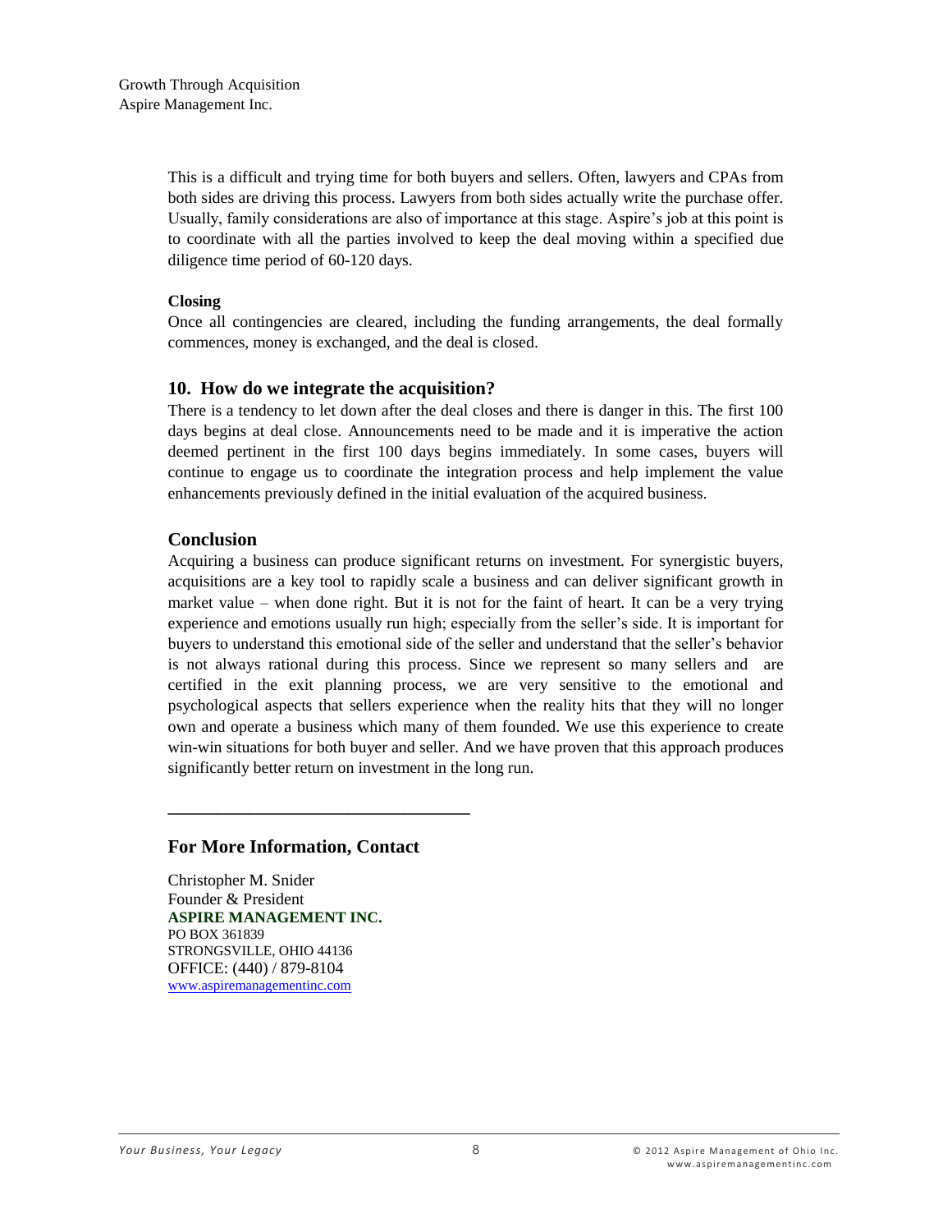This is a difficult and trying time for both buyers and sellers. Often, lawyers and CPAs from both sides are driving this process. Lawyers from both sides actually write the purchase offer. Usually, family considerations are also of importance at this stage. Aspire's job at this point is to coordinate with all the parties involved to keep the deal moving within a specified due diligence time period of 60-120 days.

**Closing**

Once all contingencies are cleared, including the funding arrangements, the deal formally commences, money is exchanged, and the deal is closed.

## 10. How do we integrate the acquisition?

There is a tendency to let down after the deal closes and there is danger in this. The first 100 days begins at deal close. Announcements need to be made and it is imperative the action deemed pertinent in the first 100 days begins immediately. In some cases, buyers will continue to engage us to coordinate the integration process and help implement the value enhancements previously defined in the initial evaluation of the acquired business.

## Conclusion

Acquiring a business can produce significant returns on investment. For synergistic buyers, acquisitions are a key tool to rapidly scale a business and can deliver significant growth in market value – when done right. But it is not for the faint of heart. It can be a very trying experience and emotions usually run high; especially from the seller's side. It is important for buyers to understand this emotional side of the seller and understand that the seller's behavior is not always rational during this process. Since we represent so many sellers and are certified in the exit planning process, we are very sensitive to the emotional and psychological aspects that sellers experience when the reality hits that they will no longer own and operate a business which many of them founded. We use this experience to create win-win situations for both buyer and seller. And we have proven that this approach produces significantly better return on investment in the long run.

---

## For More Information, Contact

Christopher M. Snider
Founder & President
**ASPIRE MANAGEMENT INC.**
PO BOX 361839
STRONGSVILLE, OHIO 44136
OFFICE: (440) / 879-8104
www.aspiremanagementinc.com